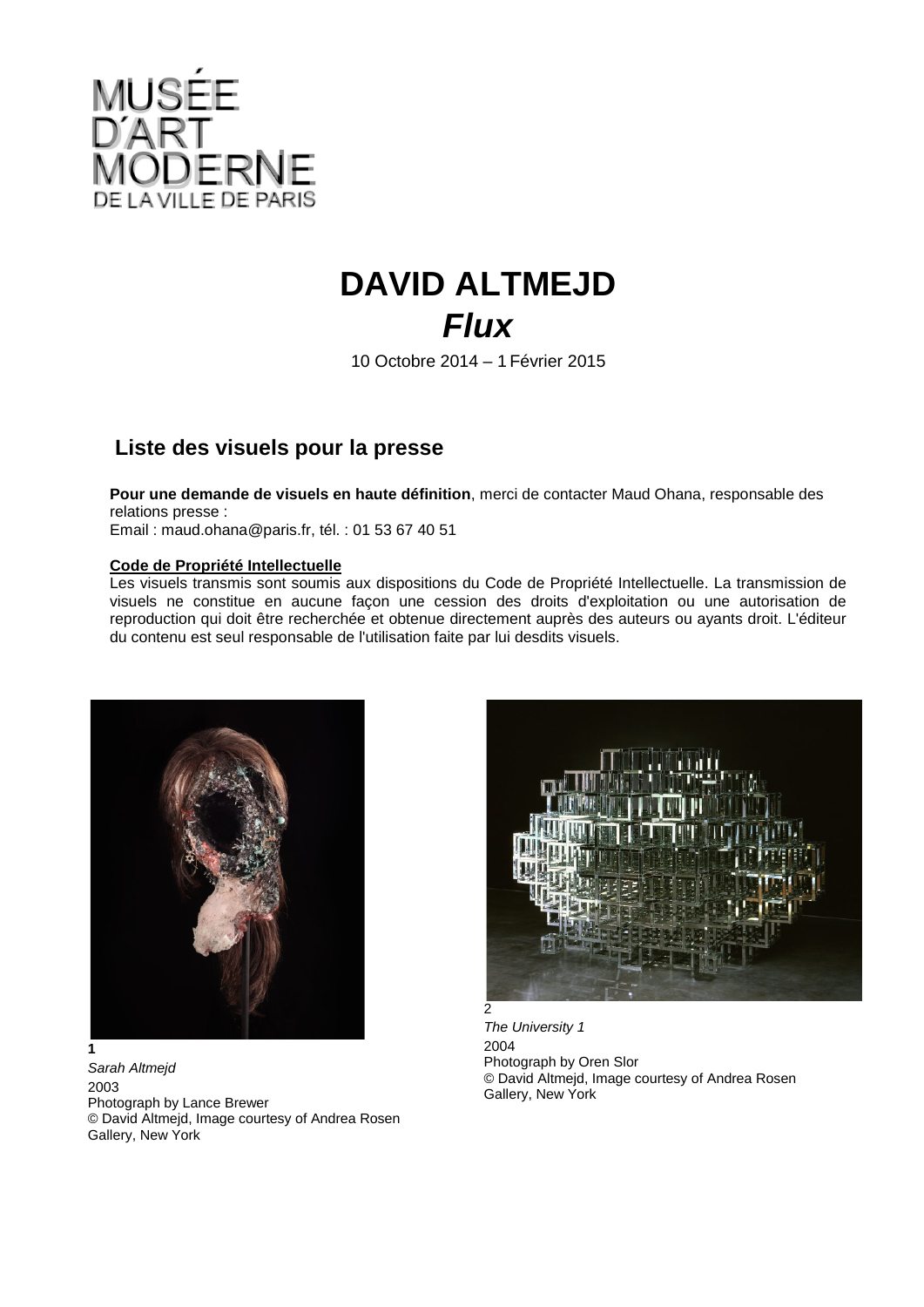MUSÉE D'ART MODERNE DE LA VILLE DE PARIS

# DAVID ALTMEJD

## *Flux*

10 Octobre 2014 – 1 Février 2015

### Liste des visuels pour la presse

**Pour une demande de visuels en haute définition**, merci de contacter Maud Ohana, responsable des relations presse :
Email : maud.ohana@paris.fr, tél. : 01 53 67 40 51

**Code de Propriété Intellectuelle**
Les visuels transmis sont soumis aux dispositions du Code de Propriété Intellectuelle. La transmission de visuels ne constitue en aucune façon une cession des droits d'exploitation ou une autorisation de reproduction qui doit être recherchée et obtenue directement auprès des auteurs ou ayants droit. L'éditeur du contenu est seul responsable de l'utilisation faite par lui desdits visuels.

**1**
*Sarah Altmejd*
2003
Photograph by Lance Brewer
© David Altmejd, Image courtesy of Andrea Rosen Gallery, New York

2
*The University 1*
2004
Photograph by Oren Slor
© David Altmejd, Image courtesy of Andrea Rosen Gallery, New York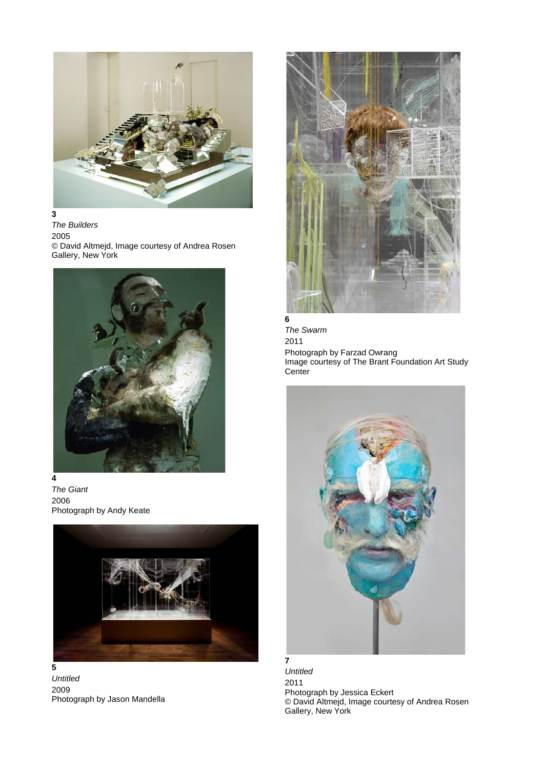**3**
*The Builders*
2005
© David Altmejd, Image courtesy of Andrea Rosen Gallery, New York

**4**
*The Giant*
2006
Photograph by Andy Keate

**5**
*Untitled*
2009
Photograph by Jason Mandella

**6**
*The Swarm*
2011
Photograph by Farzad Owrang
Image courtesy of The Brant Foundation Art Study Center

**7**
*Untitled*
2011
Photograph by Jessica Eckert
© David Altmejd, Image courtesy of Andrea Rosen Gallery, New York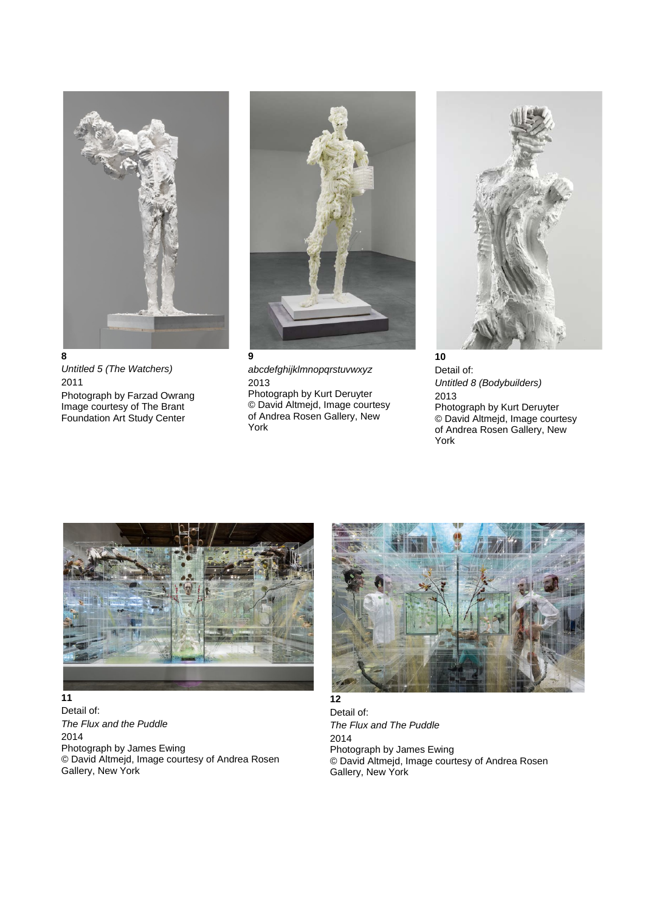**8**
*Untitled 5 (The Watchers)*
2011
Photograph by Farzad Owrang
Image courtesy of The Brant Foundation Art Study Center

**9**
*abcdefghijklmnopqrstuvwxyz*
2013
Photograph by Kurt Deruyter
© David Altmejd, Image courtesy of Andrea Rosen Gallery, New York

**10**
Detail of:
*Untitled 8 (Bodybuilders)*
2013
Photograph by Kurt Deruyter
© David Altmejd, Image courtesy of Andrea Rosen Gallery, New York

**11**
Detail of:
*The Flux and the Puddle*
2014
Photograph by James Ewing
© David Altmejd, Image courtesy of Andrea Rosen Gallery, New York

**12**
Detail of:
*The Flux and The Puddle*
2014
Photograph by James Ewing
© David Altmejd, Image courtesy of Andrea Rosen Gallery, New York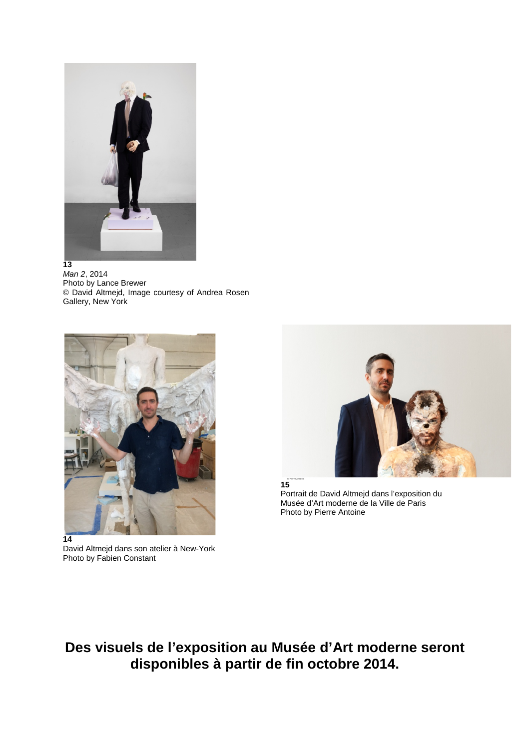**13**
*Man 2*, 2014
Photo by Lance Brewer
© David Altmejd, Image courtesy of Andrea Rosen Gallery, New York

**14**
David Altmejd dans son atelier à New-York
Photo by Fabien Constant

**15**
Portrait de David Altmejd dans l'exposition du Musée d'Art moderne de la Ville de Paris
Photo by Pierre Antoine

**Des visuels de l'exposition au Musée d'Art moderne seront disponibles à partir de fin octobre 2014.**